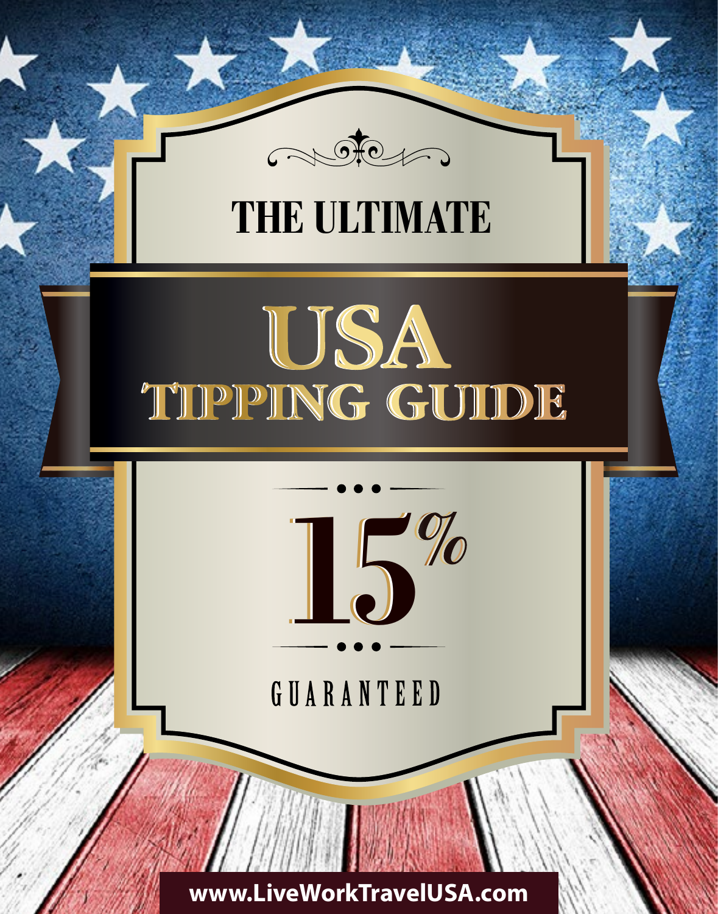THE ULTIMATE

# USA TIPPING GUIDE

15%

GUARANTEED

www.LiveWorkTravelUSA.com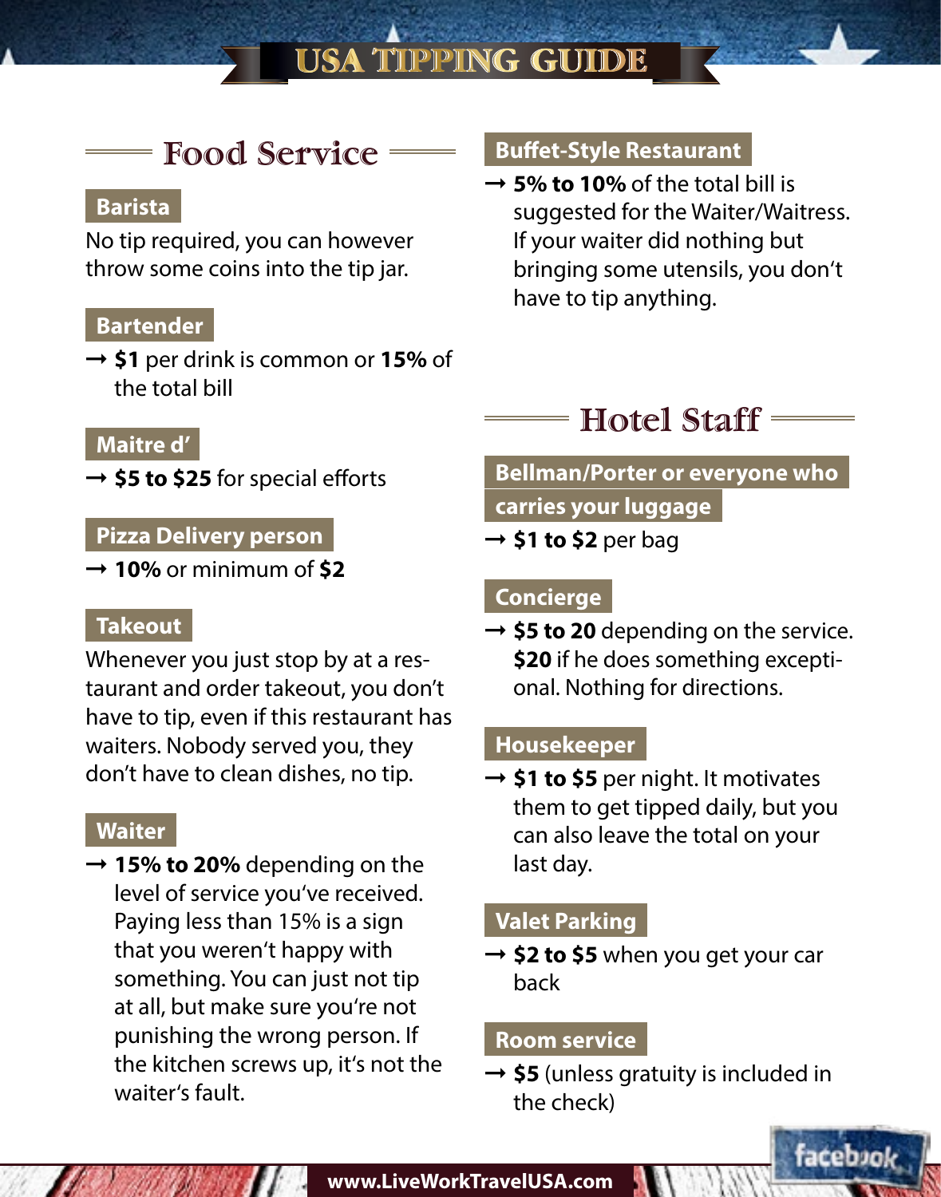# USA TIPPING GUIDE

## Food Service

### Barista

No tip required, you can however throw some coins into the tip jar.

### Bartender

→ **$1** per drink is common or **15%** of the total bill

### Maitre d'

→ **$5 to $25** for special efforts

### Pizza Delivery person

→ **10%** or minimum of **$2**

### Takeout

Whenever you just stop by at a restaurant and order takeout, you don't have to tip, even if this restaurant has waiters. Nobody served you, they don't have to clean dishes, no tip.

### Waiter

→ **15% to 20%** depending on the level of service you've received. Paying less than 15% is a sign that you weren't happy with something. You can just not tip at all, but make sure you're not punishing the wrong person. If the kitchen screws up, it's not the waiter's fault.

### Buffet-Style Restaurant

→ **5% to 10%** of the total bill is suggested for the Waiter/Waitress. If your waiter did nothing but bringing some utensils, you don't have to tip anything.

## Hotel Staff

### Bellman/Porter or everyone who carries your luggage

→ **$1 to $2** per bag

### Concierge

→ **$5 to 20** depending on the service. **$20** if he does something exceptional. Nothing for directions.

### Housekeeper

→ **$1 to $5** per night. It motivates them to get tipped daily, but you can also leave the total on your last day.

### Valet Parking

→ **$2 to $5** when you get your car back

### Room service

→ **$5** (unless gratuity is included in the check)

www.LiveWorkTravelUSA.com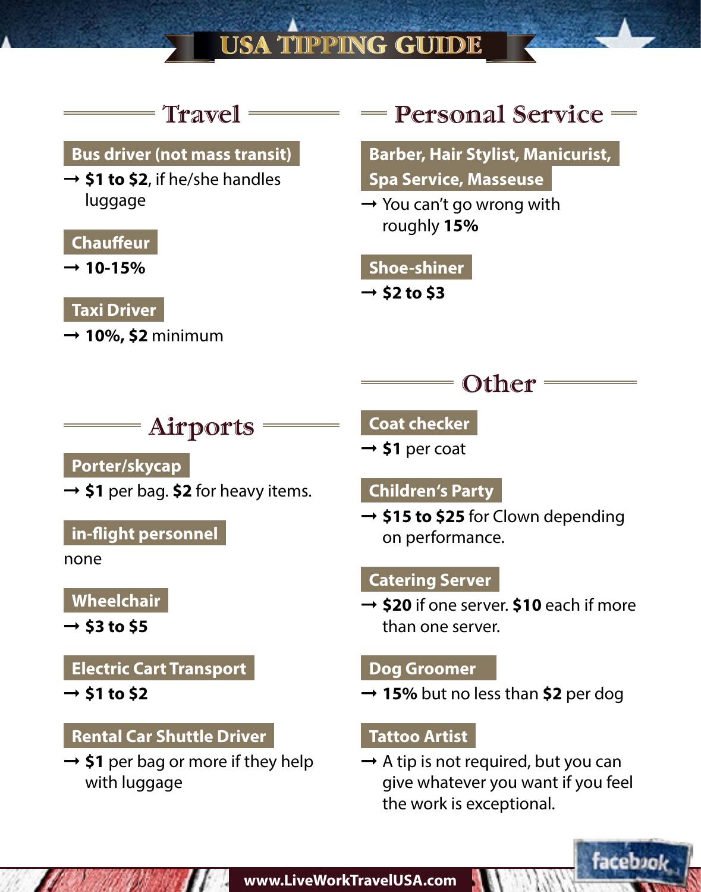# USA TIPPING GUIDE

## Travel

### Bus driver (not mass transit)

→ **$1 to $2**, if he/she handles luggage

### Chauffeur

→ **10-15%**

### Taxi Driver

→ **10%, $2** minimum

## Airports

### Porter/skycap

→ **$1** per bag. **$2** for heavy items.

### in-flight personnel

none

### Wheelchair

→ **$3 to $5**

### Electric Cart Transport

→ **$1 to $2**

### Rental Car Shuttle Driver

→ **$1** per bag or more if they help with luggage

## Personal Service

### Barber, Hair Stylist, Manicurist, Spa Service, Masseuse

→ You can't go wrong with roughly **15%**

### Shoe-shiner

→ **$2 to $3**

## Other

### Coat checker

→ **$1** per coat

### Children's Party

→ **$15 to $25** for Clown depending on performance.

### Catering Server

→ **$20** if one server. **$10** each if more than one server.

### Dog Groomer

→ **15%** but no less than **$2** per dog

### Tattoo Artist

→ A tip is not required, but you can give whatever you want if you feel the work is exceptional.

www.LiveWorkTravelUSA.com

facebook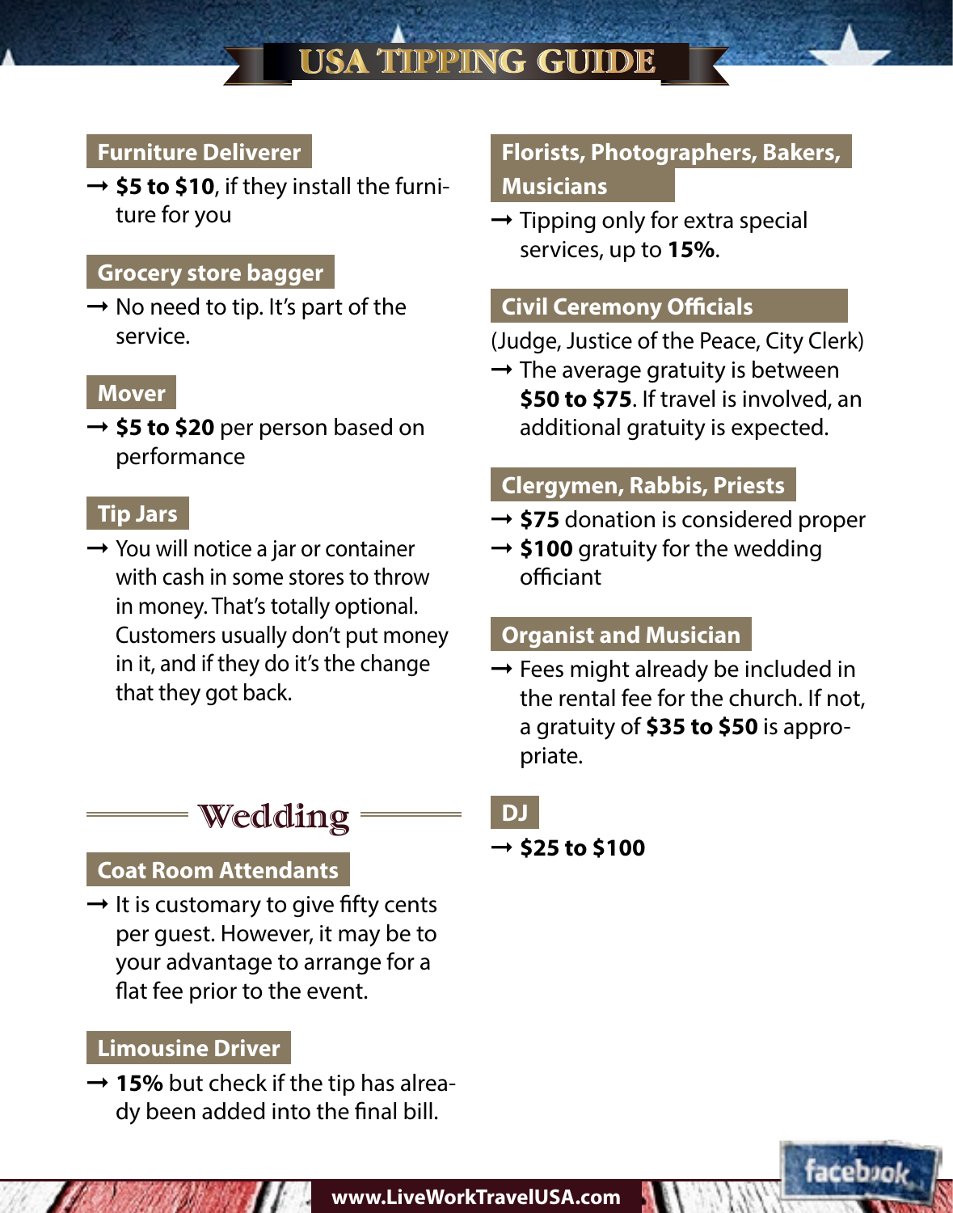# USA TIPPING GUIDE

### Furniture Deliverer

→ **\$5 to \$10**, if they install the furniture for you

### Grocery store bagger

→ No need to tip. It's part of the service.

### Mover

→ **\$5 to \$20** per person based on performance

### Tip Jars

→ You will notice a jar or container with cash in some stores to throw in money. That's totally optional. Customers usually don't put money in it, and if they do it's the change that they got back.

## Wedding

### Coat Room Attendants

→ It is customary to give fifty cents per guest. However, it may be to your advantage to arrange for a flat fee prior to the event.

### Limousine Driver

→ **15%** but check if the tip has already been added into the final bill.

### Florists, Photographers, Bakers, Musicians

→ Tipping only for extra special services, up to **15%**.

### Civil Ceremony Officials

(Judge, Justice of the Peace, City Clerk)

→ The average gratuity is between **\$50 to \$75**. If travel is involved, an additional gratuity is expected.

### Clergymen, Rabbis, Priests

→ **\$75** donation is considered proper

→ **\$100** gratuity for the wedding officiant

### Organist and Musician

→ Fees might already be included in the rental fee for the church. If not, a gratuity of **\$35 to \$50** is appropriate.

### DJ

→ **\$25 to \$100**

www.LiveWorkTravelUSA.com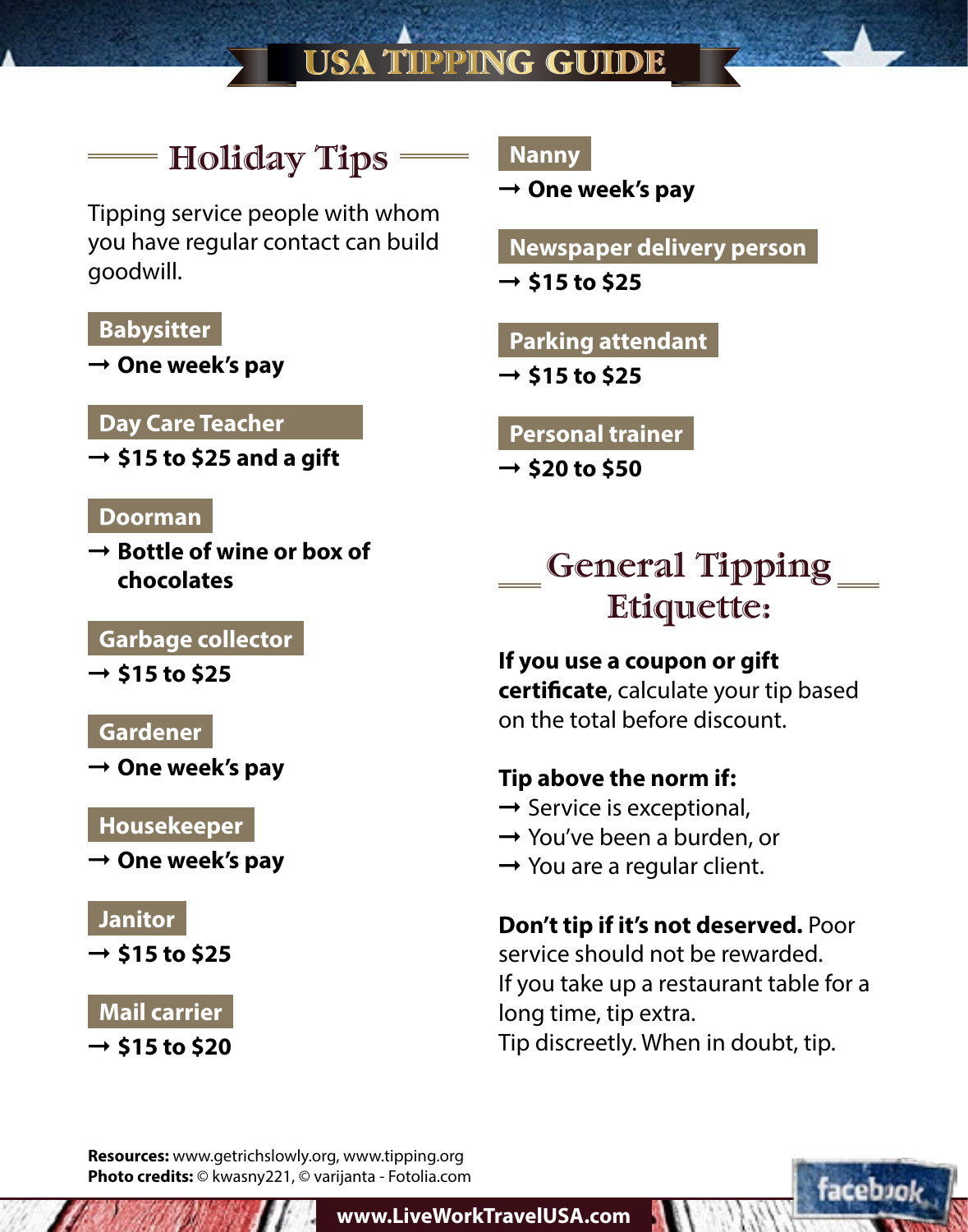# USA TIPPING GUIDE

## Holiday Tips

Tipping service people with whom you have regular contact can build goodwill.

**Babysitter**
→ **One week's pay**

**Day Care Teacher**
→ **$15 to $25 and a gift**

**Doorman**
→ **Bottle of wine or box of chocolates**

**Garbage collector**
→ **$15 to $25**

**Gardener**
→ **One week's pay**

**Housekeeper**
→ **One week's pay**

**Janitor**
→ **$15 to $25**

**Mail carrier**
→ **$15 to $20**

**Nanny**
→ **One week's pay**

**Newspaper delivery person**
→ **$15 to $25**

**Parking attendant**
→ **$15 to $25**

**Personal trainer**
→ **$20 to $50**

## General Tipping Etiquette:

**If you use a coupon or gift certificate**, calculate your tip based on the total before discount.

**Tip above the norm if:**
→ Service is exceptional,
→ You've been a burden, or
→ You are a regular client.

**Don't tip if it's not deserved.** Poor service should not be rewarded.
If you take up a restaurant table for a long time, tip extra.
Tip discreetly. When in doubt, tip.

**Resources:** www.getrichslowly.org, www.tipping.org
**Photo credits:** © kwasny221, © varijanta - Fotolia.com

www.LiveWorkTravelUSA.com